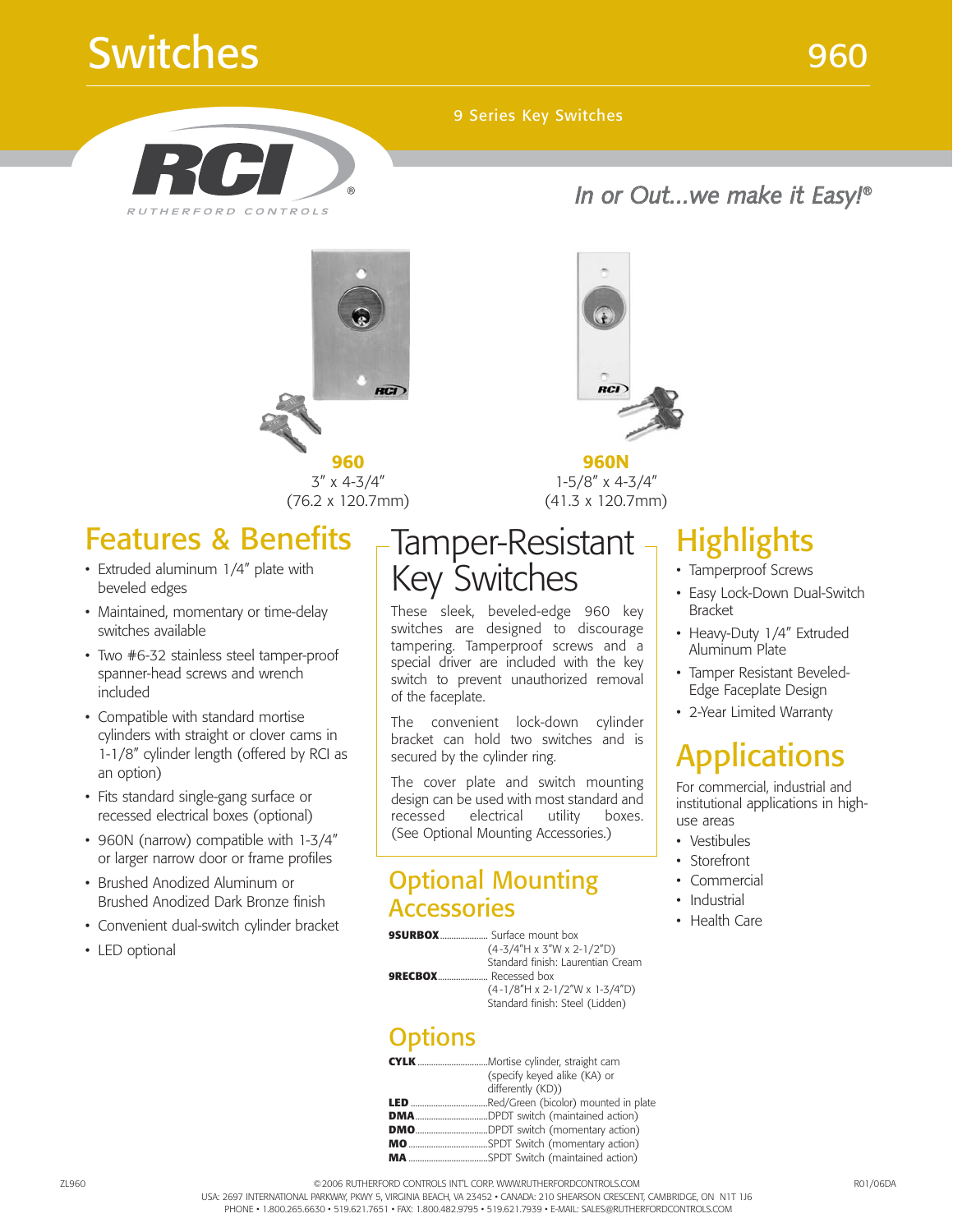# Switches

960

9 Series Key Switches

RCI RUTHERFORD CONTROLS

*In or Out...we make it Easy!®*

**960**
3″ x 4-3/4″
(76.2 x 120.7mm)

**960N**
1-5/8″ x 4-3/4″
(41.3 x 120.7mm)

## Features & Benefits

- Extruded aluminum 1/4″ plate with beveled edges
- Maintained, momentary or time-delay switches available
- Two #6-32 stainless steel tamper-proof spanner-head screws and wrench included
- Compatible with standard mortise cylinders with straight or clover cams in 1-1/8″ cylinder length (offered by RCI as an option)
- Fits standard single-gang surface or recessed electrical boxes (optional)
- 960N (narrow) compatible with 1-3/4″ or larger narrow door or frame profiles
- Brushed Anodized Aluminum or Brushed Anodized Dark Bronze finish
- Convenient dual-switch cylinder bracket
- LED optional

## Tamper-Resistant Key Switches

These sleek, beveled-edge 960 key switches are designed to discourage tampering. Tamperproof screws and a special driver are included with the key switch to prevent unauthorized removal of the faceplate.

The convenient lock-down cylinder bracket can hold two switches and is secured by the cylinder ring.

The cover plate and switch mounting design can be used with most standard and recessed electrical utility boxes. (See Optional Mounting Accessories.)

## Optional Mounting Accessories

**9SURBOX**.................... Surface mount box
(4-3/4″H x 3″W x 2-1/2″D)
Standard finish: Laurentian Cream

**9RECBOX**.................... Recessed box
(4-1/8″H x 2-1/2″W x 1-3/4″D)
Standard finish: Steel (Lidden)

## Options

**CYLK**..............................Mortise cylinder, straight cam (specify keyed alike (KA) or differently (KD))
**LED**..................................Red/Green (bicolor) mounted in plate
**DMA**...............................DPDT switch (maintained action)
**DMO**...............................DPDT switch (momentary action)
**MO**..................................SPDT Switch (momentary action)
**MA**..................................SPDT Switch (maintained action)

## Highlights

- Tamperproof Screws
- Easy Lock-Down Dual-Switch Bracket
- Heavy-Duty 1/4″ Extruded Aluminum Plate
- Tamper Resistant Beveled-Edge Faceplate Design
- 2-Year Limited Warranty

## Applications

For commercial, industrial and institutional applications in high-use areas

- Vestibules
- Storefront
- Commercial
- Industrial
- Health Care

ZL960 ©2006 RUTHERFORD CONTROLS INT'L CORP. WWW.RUTHERFORDCONTROLS.COM R01/06DA
USA: 2697 INTERNATIONAL PARKWAY, PKWY 5, VIRGINIA BEACH, VA 23452 • CANADA: 210 SHEARSON CRESCENT, CAMBRIDGE, ON N1T 1J6
PHONE • 1.800.265.6630 • 519.621.7651 • FAX: 1.800.482.9795 • 519.621.7939 • E-MAIL: SALES@RUTHERFORDCONTROLS.COM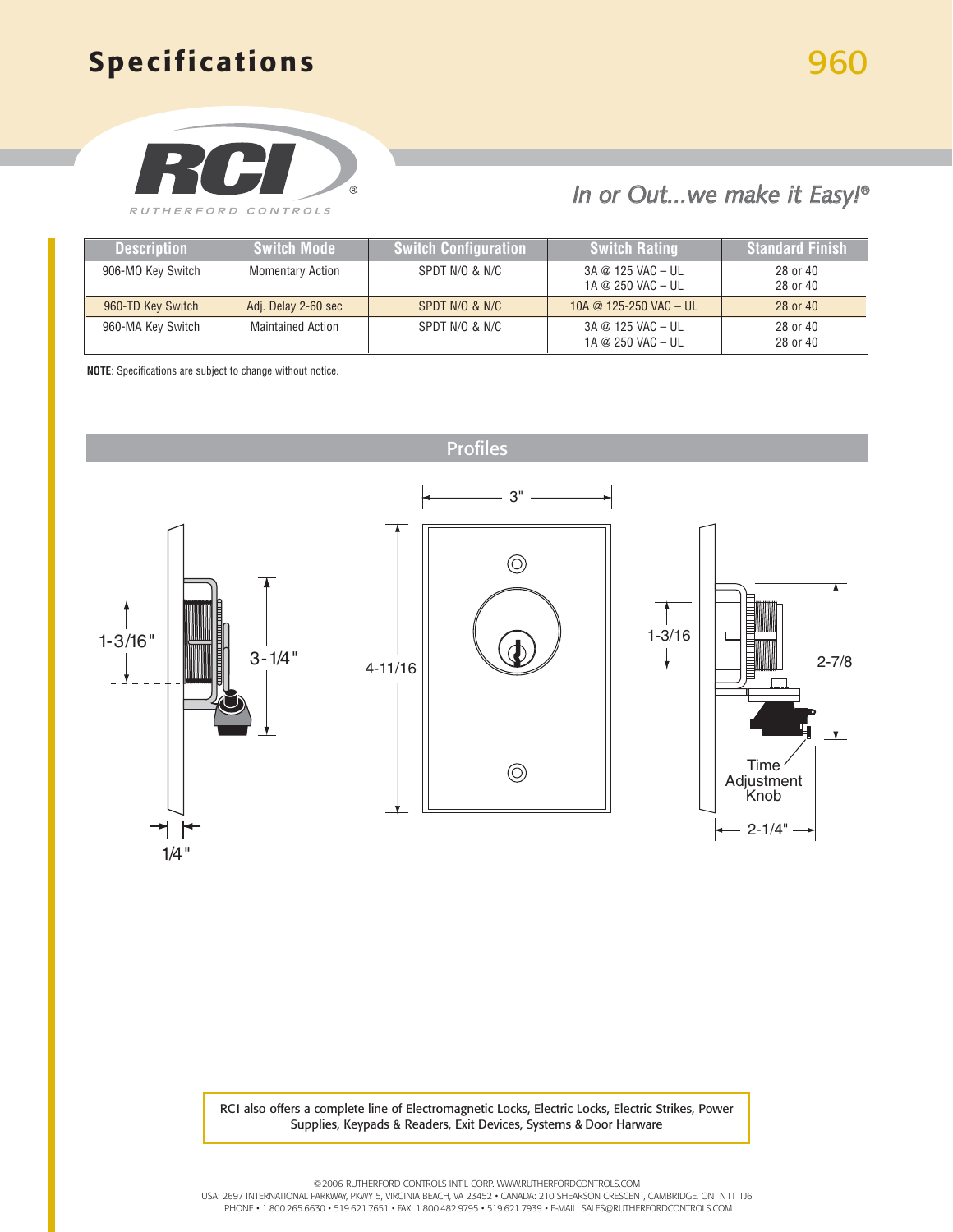# Specifications

960

RCI
RUTHERFORD CONTROLS

*In or Out...we make it Easy!®*

| Description | Switch Mode | Switch Configuration | Switch Rating | Standard Finish |
|---|---|---|---|---|
| 906-MO Key Switch | Momentary Action | SPDT N/O & N/C | 3A @ 125 VAC – UL<br>1A @ 250 VAC – UL | 28 or 40<br>28 or 40 |
| 960-TD Key Switch | Adj. Delay 2-60 sec | SPDT N/O & N/C | 10A @ 125-250 VAC – UL | 28 or 40 |
| 960-MA Key Switch | Maintained Action | SPDT N/O & N/C | 3A @ 125 VAC – UL<br>1A @ 250 VAC – UL | 28 or 40<br>28 or 40 |

**NOTE**: Specifications are subject to change without notice.

## Profiles

1-3/16"
3-1/4"
1/4"
3"
4-11/16
1-3/16
2-7/8
Time Adjustment Knob
2-1/4"

RCI also offers a complete line of Electromagnetic Locks, Electric Locks, Electric Strikes, Power Supplies, Keypads & Readers, Exit Devices, Systems & Door Harware

©2006 RUTHERFORD CONTROLS INT'L CORP. WWW.RUTHERFORDCONTROLS.COM
USA: 2697 INTERNATIONAL PARKWAY, PKWY 5, VIRGINIA BEACH, VA 23452 • CANADA: 210 SHEARSON CRESCENT, CAMBRIDGE, ON N1T 1J6
PHONE • 1.800.265.6630 • 519.621.7651 • FAX: 1.800.482.9795 • 519.621.7939 • E-MAIL: SALES@RUTHERFORDCONTROLS.COM